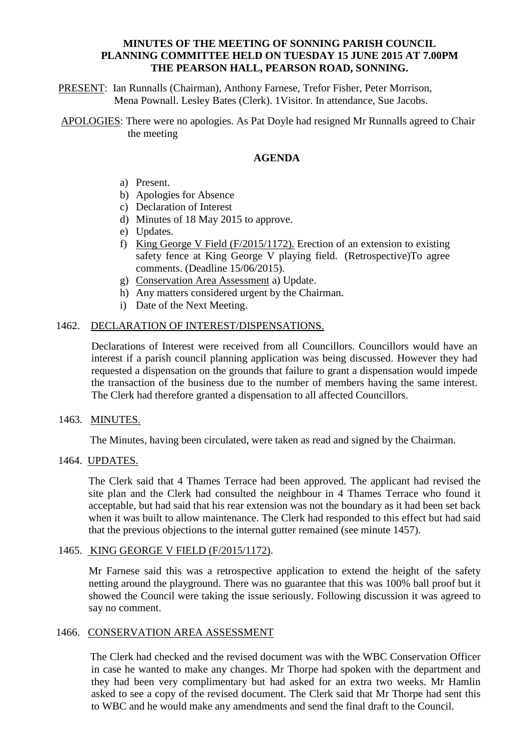# MINUTES OF THE MEETING OF SONNING PARISH COUNCIL PLANNING COMMITTEE HELD ON TUESDAY 15 JUNE 2015 AT 7.00PM THE PEARSON HALL, PEARSON ROAD, SONNING.

PRESENT: Ian Runnalls (Chairman), Anthony Farnese, Trefor Fisher, Peter Morrison, Mena Pownall. Lesley Bates (Clerk). 1Visitor. In attendance, Sue Jacobs.

APOLOGIES: There were no apologies. As Pat Doyle had resigned Mr Runnalls agreed to Chair the meeting

## AGENDA

a) Present.
b) Apologies for Absence
c) Declaration of Interest
d) Minutes of 18 May 2015 to approve.
e) Updates.
f) King George V Field (F/2015/1172). Erection of an extension to existing safety fence at King George V playing field. (Retrospective)To agree comments. (Deadline 15/06/2015).
g) Conservation Area Assessment a) Update.
h) Any matters considered urgent by the Chairman.
i) Date of the Next Meeting.

### 1462. DECLARATION OF INTEREST/DISPENSATIONS.

Declarations of Interest were received from all Councillors. Councillors would have an interest if a parish council planning application was being discussed. However they had requested a dispensation on the grounds that failure to grant a dispensation would impede the transaction of the business due to the number of members having the same interest. The Clerk had therefore granted a dispensation to all affected Councillors.

### 1463. MINUTES.

The Minutes, having been circulated, were taken as read and signed by the Chairman.

### 1464. UPDATES.

The Clerk said that 4 Thames Terrace had been approved. The applicant had revised the site plan and the Clerk had consulted the neighbour in 4 Thames Terrace who found it acceptable, but had said that his rear extension was not the boundary as it had been set back when it was built to allow maintenance. The Clerk had responded to this effect but had said that the previous objections to the internal gutter remained (see minute 1457).

### 1465. KING GEORGE V FIELD (F/2015/1172).

Mr Farnese said this was a retrospective application to extend the height of the safety netting around the playground. There was no guarantee that this was 100% ball proof but it showed the Council were taking the issue seriously. Following discussion it was agreed to say no comment.

### 1466. CONSERVATION AREA ASSESSMENT

The Clerk had checked and the revised document was with the WBC Conservation Officer in case he wanted to make any changes. Mr Thorpe had spoken with the department and they had been very complimentary but had asked for an extra two weeks. Mr Hamlin asked to see a copy of the revised document. The Clerk said that Mr Thorpe had sent this to WBC and he would make any amendments and send the final draft to the Council.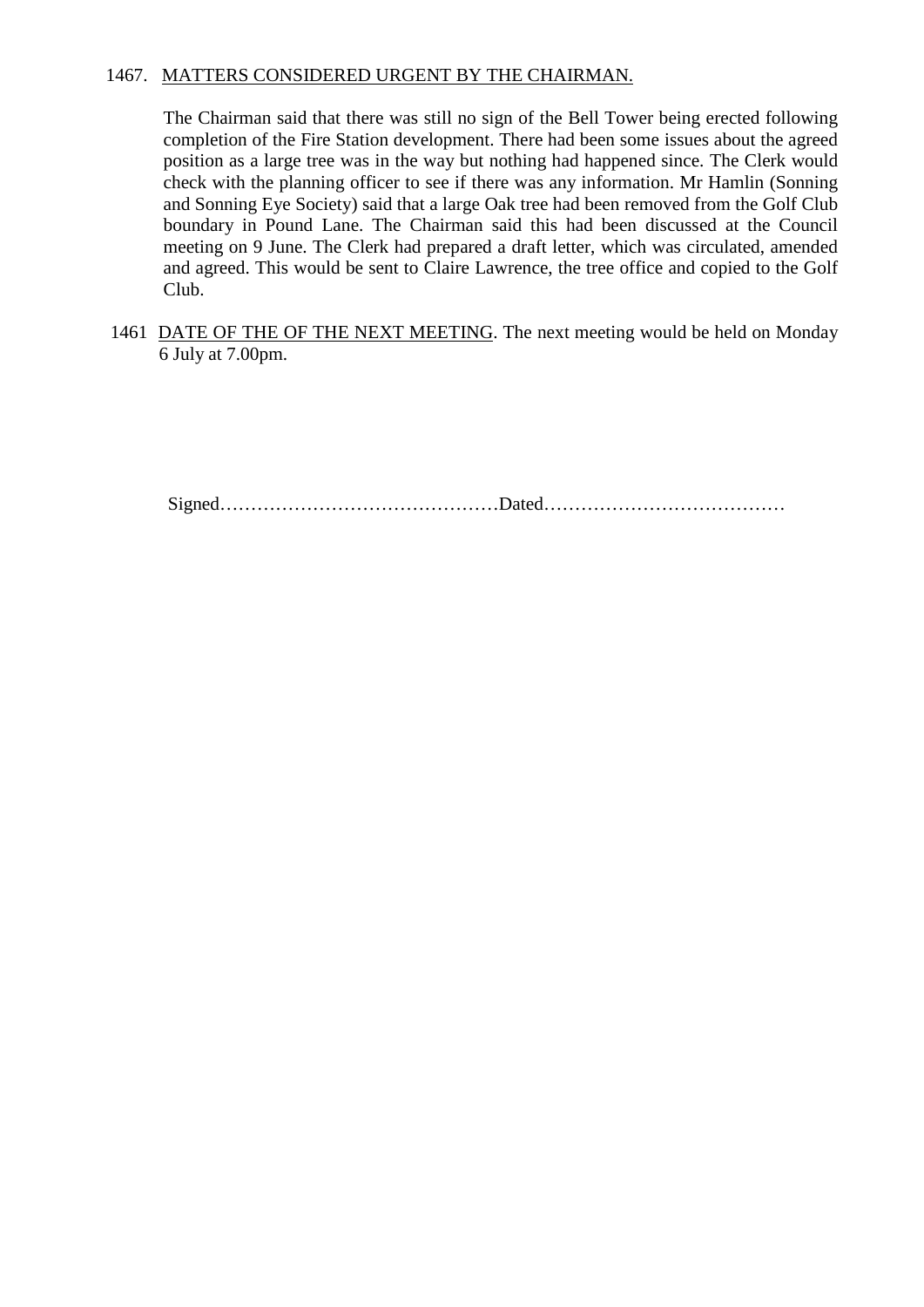1467. MATTERS CONSIDERED URGENT BY THE CHAIRMAN.

The Chairman said that there was still no sign of the Bell Tower being erected following completion of the Fire Station development. There had been some issues about the agreed position as a large tree was in the way but nothing had happened since. The Clerk would check with the planning officer to see if there was any information. Mr Hamlin (Sonning and Sonning Eye Society) said that a large Oak tree had been removed from the Golf Club boundary in Pound Lane. The Chairman said this had been discussed at the Council meeting on 9 June. The Clerk had prepared a draft letter, which was circulated, amended and agreed. This would be sent to Claire Lawrence, the tree office and copied to the Golf Club.

1461 DATE OF THE OF THE NEXT MEETING. The next meeting would be held on Monday 6 July at 7.00pm.

Signed………………………………………Dated…………………………………